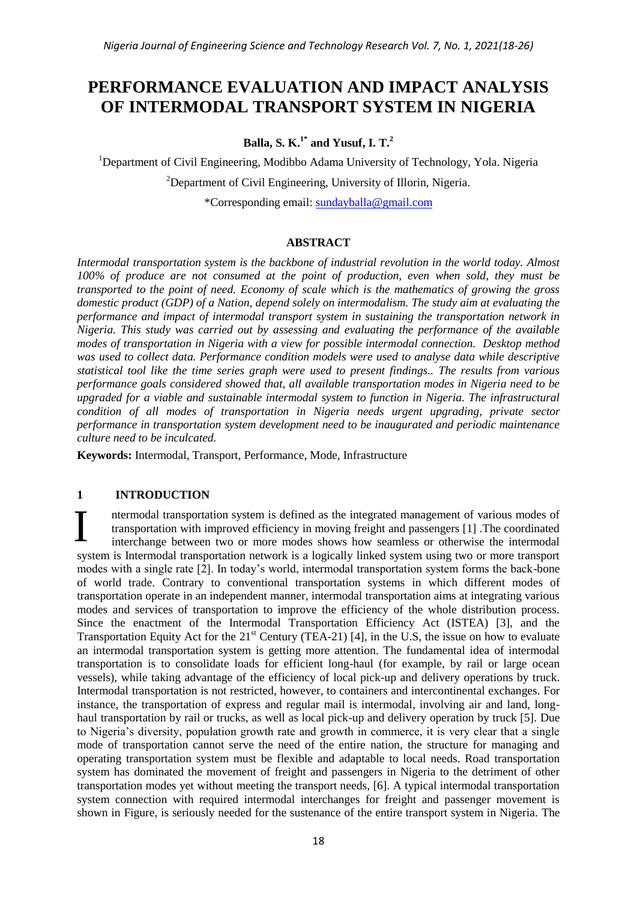# PERFORMANCE EVALUATION AND IMPACT ANALYSIS OF INTERMODAL TRANSPORT SYSTEM IN NIGERIA

**Balla, S. K.[1*] and Yusuf, I. T.[2]**

[1]Department of Civil Engineering, Modibbo Adama University of Technology, Yola. Nigeria

[2]Department of Civil Engineering, University of Ilorin, Nigeria.

*Corresponding email: sundayballa@gmail.com

## ABSTRACT

*Intermodal transportation system is the backbone of industrial revolution in the world today. Almost 100% of produce are not consumed at the point of production, even when sold, they must be transported to the point of need. Economy of scale which is the mathematics of growing the gross domestic product (GDP) of a Nation, depend solely on intermodalism. The study aim at evaluating the performance and impact of intermodal transport system in sustaining the transportation network in Nigeria. This study was carried out by assessing and evaluating the performance of the available modes of transportation in Nigeria with a view for possible intermodal connection. Desktop method was used to collect data. Performance condition models were used to analyse data while descriptive statistical tool like the time series graph were used to present findings.. The results from various performance goals considered showed that, all available transportation modes in Nigeria need to be upgraded for a viable and sustainable intermodal system to function in Nigeria. The infrastructural condition of all modes of transportation in Nigeria needs urgent upgrading, private sector performance in transportation system development need to be inaugurated and periodic maintenance culture need to be inculcated.*

**Keywords:** Intermodal, Transport, Performance, Mode, Infrastructure

## 1 INTRODUCTION

Intermodal transportation system is defined as the integrated management of various modes of transportation with improved efficiency in moving freight and passengers [1] .The coordinated interchange between two or more modes shows how seamless or otherwise the intermodal system is Intermodal transportation network is a logically linked system using two or more transport modes with a single rate [2]. In today's world, intermodal transportation system forms the back-bone of world trade. Contrary to conventional transportation systems in which different modes of transportation operate in an independent manner, intermodal transportation aims at integrating various modes and services of transportation to improve the efficiency of the whole distribution process. Since the enactment of the Intermodal Transportation Efficiency Act (ISTEA) [3], and the Transportation Equity Act for the 21st Century (TEA-21) [4], in the U.S, the issue on how to evaluate an intermodal transportation system is getting more attention. The fundamental idea of intermodal transportation is to consolidate loads for efficient long-haul (for example, by rail or large ocean vessels), while taking advantage of the efficiency of local pick-up and delivery operations by truck. Intermodal transportation is not restricted, however, to containers and intercontinental exchanges. For instance, the transportation of express and regular mail is intermodal, involving air and land, long-haul transportation by rail or trucks, as well as local pick-up and delivery operation by truck [5]. Due to Nigeria's diversity, population growth rate and growth in commerce, it is very clear that a single mode of transportation cannot serve the need of the entire nation, the structure for managing and operating transportation system must be flexible and adaptable to local needs. Road transportation system has dominated the movement of freight and passengers in Nigeria to the detriment of other transportation modes yet without meeting the transport needs, [6]. A typical intermodal transportation system connection with required intermodal interchanges for freight and passenger movement is shown in Figure, is seriously needed for the sustenance of the entire transport system in Nigeria. The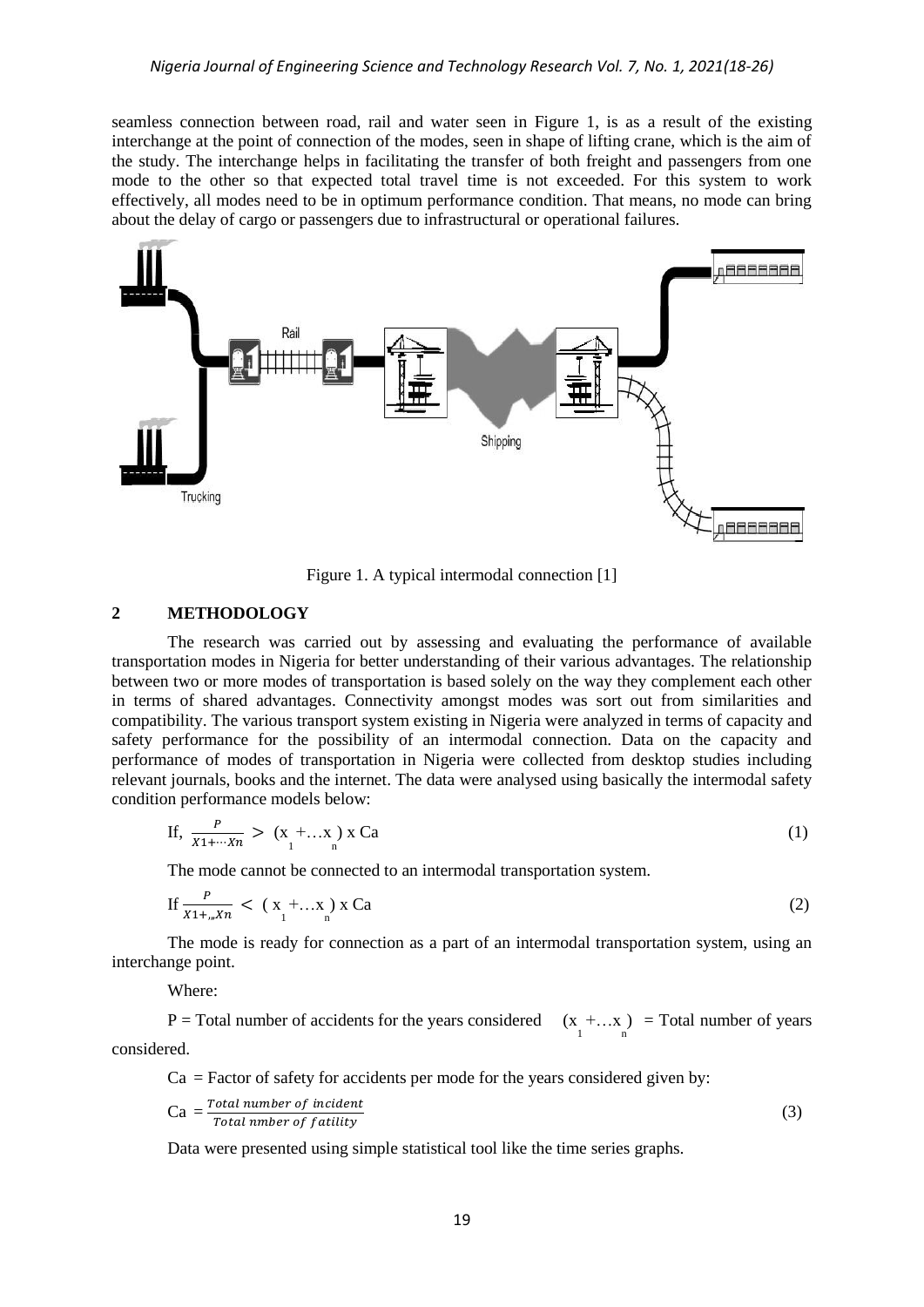seamless connection between road, rail and water seen in Figure 1, is as a result of the existing interchange at the point of connection of the modes, seen in shape of lifting crane, which is the aim of the study. The interchange helps in facilitating the transfer of both freight and passengers from one mode to the other so that expected total travel time is not exceeded. For this system to work effectively, all modes need to be in optimum performance condition. That means, no mode can bring about the delay of cargo or passengers due to infrastructural or operational failures.

Figure 1. A typical intermodal connection [1]

## 2 METHODOLOGY

The research was carried out by assessing and evaluating the performance of available transportation modes in Nigeria for better understanding of their various advantages. The relationship between two or more modes of transportation is based solely on the way they complement each other in terms of shared advantages. Connectivity amongst modes was sort out from similarities and compatibility. The various transport system existing in Nigeria were analyzed in terms of capacity and safety performance for the possibility of an intermodal connection. Data on the capacity and performance of modes of transportation in Nigeria were collected from desktop studies including relevant journals, books and the internet. The data were analysed using basically the intermodal safety condition performance models below:

$$\text{If, } \frac{P}{X1+\cdots Xn} > (x_1 + \ldots x_n) \text{ x Ca} \tag{1}$$

The mode cannot be connected to an intermodal transportation system.

$$\text{If } \frac{P}{X1+,,Xn} < (x_1 + \ldots x_n) \text{ x Ca} \tag{2}$$

The mode is ready for connection as a part of an intermodal transportation system, using an interchange point.

Where:

P = Total number of accidents for the years considered $(x_1 + \ldots x_n)$ = Total number of years considered.

Ca = Factor of safety for accidents per mode for the years considered given by:

$$\text{Ca} = \frac{Total\ number\ of\ incident}{Total\ nmber\ of\ fatility} \tag{3}$$

Data were presented using simple statistical tool like the time series graphs.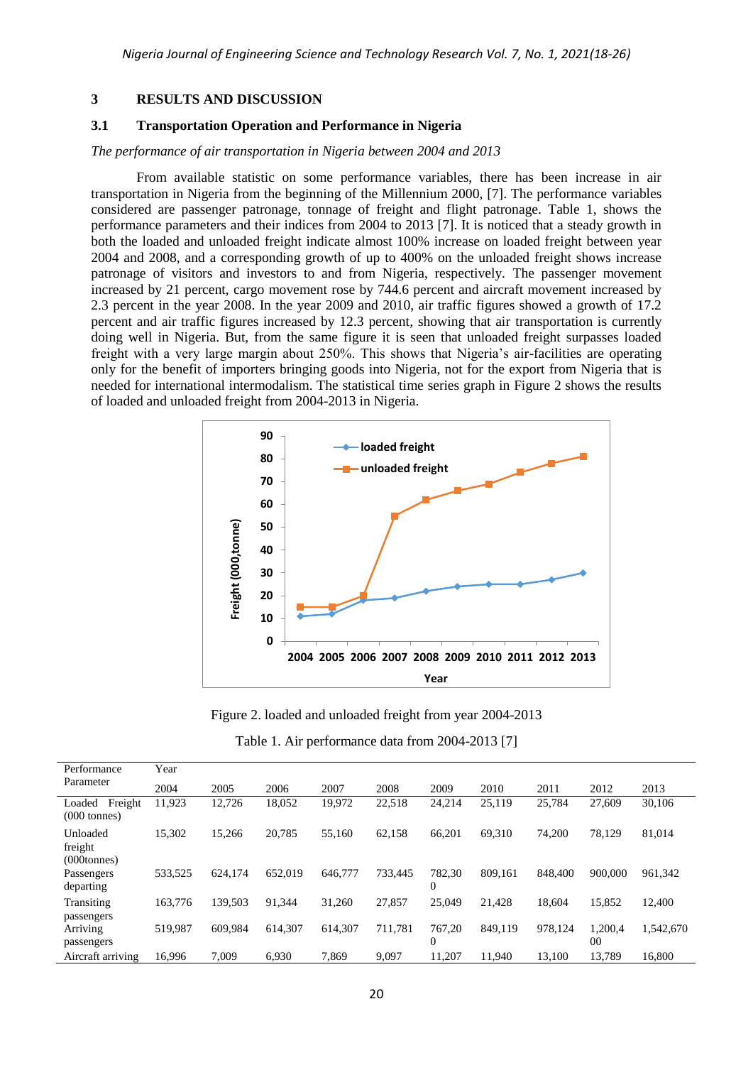## 3 RESULTS AND DISCUSSION

### 3.1 Transportation Operation and Performance in Nigeria

*The performance of air transportation in Nigeria between 2004 and 2013*

From available statistic on some performance variables, there has been increase in air transportation in Nigeria from the beginning of the Millennium 2000, [7]. The performance variables considered are passenger patronage, tonnage of freight and flight patronage. Table 1, shows the performance parameters and their indices from 2004 to 2013 [7]. It is noticed that a steady growth in both the loaded and unloaded freight indicate almost 100% increase on loaded freight between year 2004 and 2008, and a corresponding growth of up to 400% on the unloaded freight shows increase patronage of visitors and investors to and from Nigeria, respectively. The passenger movement increased by 21 percent, cargo movement rose by 744.6 percent and aircraft movement increased by 2.3 percent in the year 2008. In the year 2009 and 2010, air traffic figures showed a growth of 17.2 percent and air traffic figures increased by 12.3 percent, showing that air transportation is currently doing well in Nigeria. But, from the same figure it is seen that unloaded freight surpasses loaded freight with a very large margin about 250%. This shows that Nigeria's air-facilities are operating only for the benefit of importers bringing goods into Nigeria, not for the export from Nigeria that is needed for international intermodalism. The statistical time series graph in Figure 2 shows the results of loaded and unloaded freight from 2004-2013 in Nigeria.

Figure 2. loaded and unloaded freight from year 2004-2013

Table 1. Air performance data from 2004-2013 [7]

| Performance Parameter | Year | | | | | | | | | |
|---|---|---|---|---|---|---|---|---|---|---|
| | 2004 | 2005 | 2006 | 2007 | 2008 | 2009 | 2010 | 2011 | 2012 | 2013 |
| Loaded Freight (000 tonnes) | 11,923 | 12,726 | 18,052 | 19,972 | 22,518 | 24,214 | 25,119 | 25,784 | 27,609 | 30,106 |
| Unloaded freight (000tonnes) | 15,302 | 15,266 | 20,785 | 55,160 | 62,158 | 66,201 | 69,310 | 74,200 | 78,129 | 81,014 |
| Passengers departing | 533,525 | 624,174 | 652,019 | 646,777 | 733,445 | 782,300 | 809,161 | 848,400 | 900,000 | 961,342 |
| Transiting passengers | 163,776 | 139,503 | 91,344 | 31,260 | 27,857 | 25,049 | 21,428 | 18,604 | 15,852 | 12,400 |
| Arriving passengers | 519,987 | 609,984 | 614,307 | 614,307 | 711,781 | 767,200 | 849,119 | 978,124 | 1,200,400 | 1,542,670 |
| Aircraft arriving | 16,996 | 7,009 | 6,930 | 7,869 | 9,097 | 11,207 | 11,940 | 13,100 | 13,789 | 16,800 |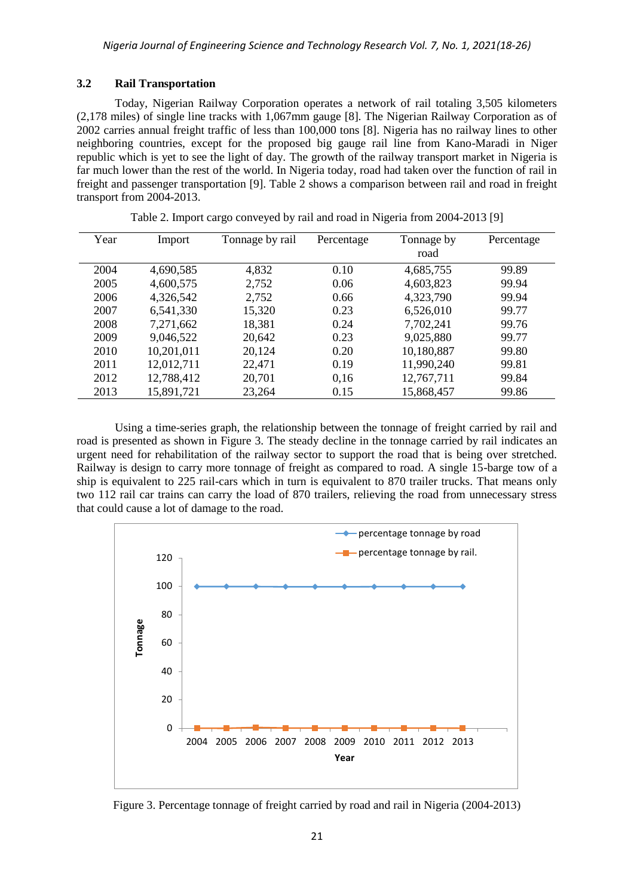### 3.2 Rail Transportation

Today, Nigerian Railway Corporation operates a network of rail totaling 3,505 kilometers (2,178 miles) of single line tracks with 1,067mm gauge [8]. The Nigerian Railway Corporation as of 2002 carries annual freight traffic of less than 100,000 tons [8]. Nigeria has no railway lines to other neighboring countries, except for the proposed big gauge rail line from Kano-Maradi in Niger republic which is yet to see the light of day. The growth of the railway transport market in Nigeria is far much lower than the rest of the world. In Nigeria today, road had taken over the function of rail in freight and passenger transportation [9]. Table 2 shows a comparison between rail and road in freight transport from 2004-2013.

Table 2. Import cargo conveyed by rail and road in Nigeria from 2004-2013 [9]

| Year | Import | Tonnage by rail | Percentage | Tonnage by road | Percentage |
|---|---|---|---|---|---|
| 2004 | 4,690,585 | 4,832 | 0.10 | 4,685,755 | 99.89 |
| 2005 | 4,600,575 | 2,752 | 0.06 | 4,603,823 | 99.94 |
| 2006 | 4,326,542 | 2,752 | 0.66 | 4,323,790 | 99.94 |
| 2007 | 6,541,330 | 15,320 | 0.23 | 6,526,010 | 99.77 |
| 2008 | 7,271,662 | 18,381 | 0.24 | 7,702,241 | 99.76 |
| 2009 | 9,046,522 | 20,642 | 0.23 | 9,025,880 | 99.77 |
| 2010 | 10,201,011 | 20,124 | 0.20 | 10,180,887 | 99.80 |
| 2011 | 12,012,711 | 22,471 | 0.19 | 11,990,240 | 99.81 |
| 2012 | 12,788,412 | 20,701 | 0,16 | 12,767,711 | 99.84 |
| 2013 | 15,891,721 | 23,264 | 0.15 | 15,868,457 | 99.86 |

Using a time-series graph, the relationship between the tonnage of freight carried by rail and road is presented as shown in Figure 3. The steady decline in the tonnage carried by rail indicates an urgent need for rehabilitation of the railway sector to support the road that is being over stretched. Railway is design to carry more tonnage of freight as compared to road. A single 15-barge tow of a ship is equivalent to 225 rail-cars which in turn is equivalent to 870 trailer trucks. That means only two 112 rail car trains can carry the load of 870 trailers, relieving the road from unnecessary stress that could cause a lot of damage to the road.

Figure 3. Percentage tonnage of freight carried by road and rail in Nigeria (2004-2013)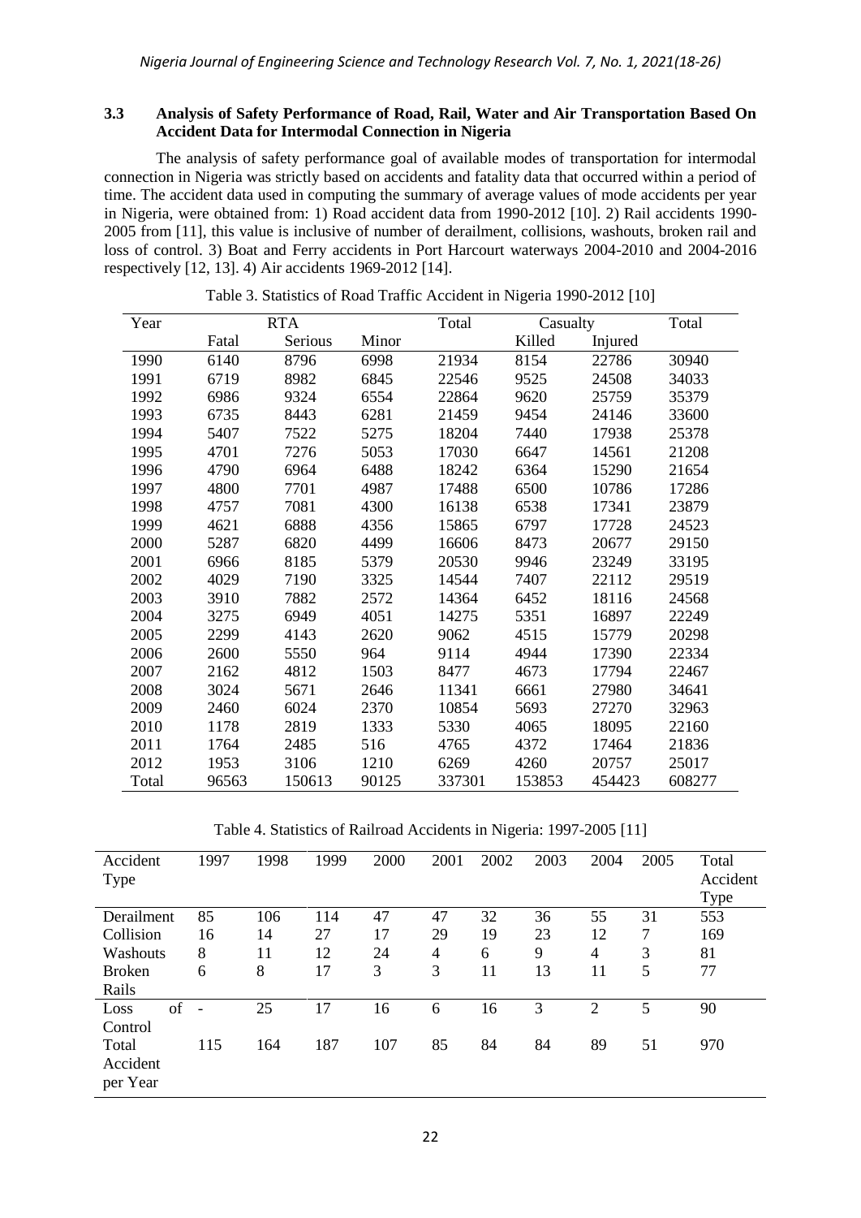### 3.3 Analysis of Safety Performance of Road, Rail, Water and Air Transportation Based On Accident Data for Intermodal Connection in Nigeria

The analysis of safety performance goal of available modes of transportation for intermodal connection in Nigeria was strictly based on accidents and fatality data that occurred within a period of time. The accident data used in computing the summary of average values of mode accidents per year in Nigeria, were obtained from: 1) Road accident data from 1990-2012 [10]. 2) Rail accidents 1990-2005 from [11], this value is inclusive of number of derailment, collisions, washouts, broken rail and loss of control. 3) Boat and Ferry accidents in Port Harcourt waterways 2004-2010 and 2004-2016 respectively [12, 13]. 4) Air accidents 1969-2012 [14].

Table 3. Statistics of Road Traffic Accident in Nigeria 1990-2012 [10]

| Year | RTA | | | Total | Casualty | | Total |
|---|---|---|---|---|---|---|---|
| | Fatal | Serious | Minor | | Killed | Injured | |
| 1990 | 6140 | 8796 | 6998 | 21934 | 8154 | 22786 | 30940 |
| 1991 | 6719 | 8982 | 6845 | 22546 | 9525 | 24508 | 34033 |
| 1992 | 6986 | 9324 | 6554 | 22864 | 9620 | 25759 | 35379 |
| 1993 | 6735 | 8443 | 6281 | 21459 | 9454 | 24146 | 33600 |
| 1994 | 5407 | 7522 | 5275 | 18204 | 7440 | 17938 | 25378 |
| 1995 | 4701 | 7276 | 5053 | 17030 | 6647 | 14561 | 21208 |
| 1996 | 4790 | 6964 | 6488 | 18242 | 6364 | 15290 | 21654 |
| 1997 | 4800 | 7701 | 4987 | 17488 | 6500 | 10786 | 17286 |
| 1998 | 4757 | 7081 | 4300 | 16138 | 6538 | 17341 | 23879 |
| 1999 | 4621 | 6888 | 4356 | 15865 | 6797 | 17728 | 24523 |
| 2000 | 5287 | 6820 | 4499 | 16606 | 8473 | 20677 | 29150 |
| 2001 | 6966 | 8185 | 5379 | 20530 | 9946 | 23249 | 33195 |
| 2002 | 4029 | 7190 | 3325 | 14544 | 7407 | 22112 | 29519 |
| 2003 | 3910 | 7882 | 2572 | 14364 | 6452 | 18116 | 24568 |
| 2004 | 3275 | 6949 | 4051 | 14275 | 5351 | 16897 | 22249 |
| 2005 | 2299 | 4143 | 2620 | 9062 | 4515 | 15779 | 20298 |
| 2006 | 2600 | 5550 | 964 | 9114 | 4944 | 17390 | 22334 |
| 2007 | 2162 | 4812 | 1503 | 8477 | 4673 | 17794 | 22467 |
| 2008 | 3024 | 5671 | 2646 | 11341 | 6661 | 27980 | 34641 |
| 2009 | 2460 | 6024 | 2370 | 10854 | 5693 | 27270 | 32963 |
| 2010 | 1178 | 2819 | 1333 | 5330 | 4065 | 18095 | 22160 |
| 2011 | 1764 | 2485 | 516 | 4765 | 4372 | 17464 | 21836 |
| 2012 | 1953 | 3106 | 1210 | 6269 | 4260 | 20757 | 25017 |
| Total | 96563 | 150613 | 90125 | 337301 | 153853 | 454423 | 608277 |

Table 4. Statistics of Railroad Accidents in Nigeria: 1997-2005 [11]

| Accident Type | 1997 | 1998 | 1999 | 2000 | 2001 | 2002 | 2003 | 2004 | 2005 | Total Accident Type |
|---|---|---|---|---|---|---|---|---|---|---|
| Derailment | 85 | 106 | 114 | 47 | 47 | 32 | 36 | 55 | 31 | 553 |
| Collision | 16 | 14 | 27 | 17 | 29 | 19 | 23 | 12 | 7 | 169 |
| Washouts | 8 | 11 | 12 | 24 | 4 | 6 | 9 | 4 | 3 | 81 |
| Broken Rails | 6 | 8 | 17 | 3 | 3 | 11 | 13 | 11 | 5 | 77 |
| Loss of Control | - | 25 | 17 | 16 | 6 | 16 | 3 | 2 | 5 | 90 |
| Total Accident per Year | 115 | 164 | 187 | 107 | 85 | 84 | 84 | 89 | 51 | 970 |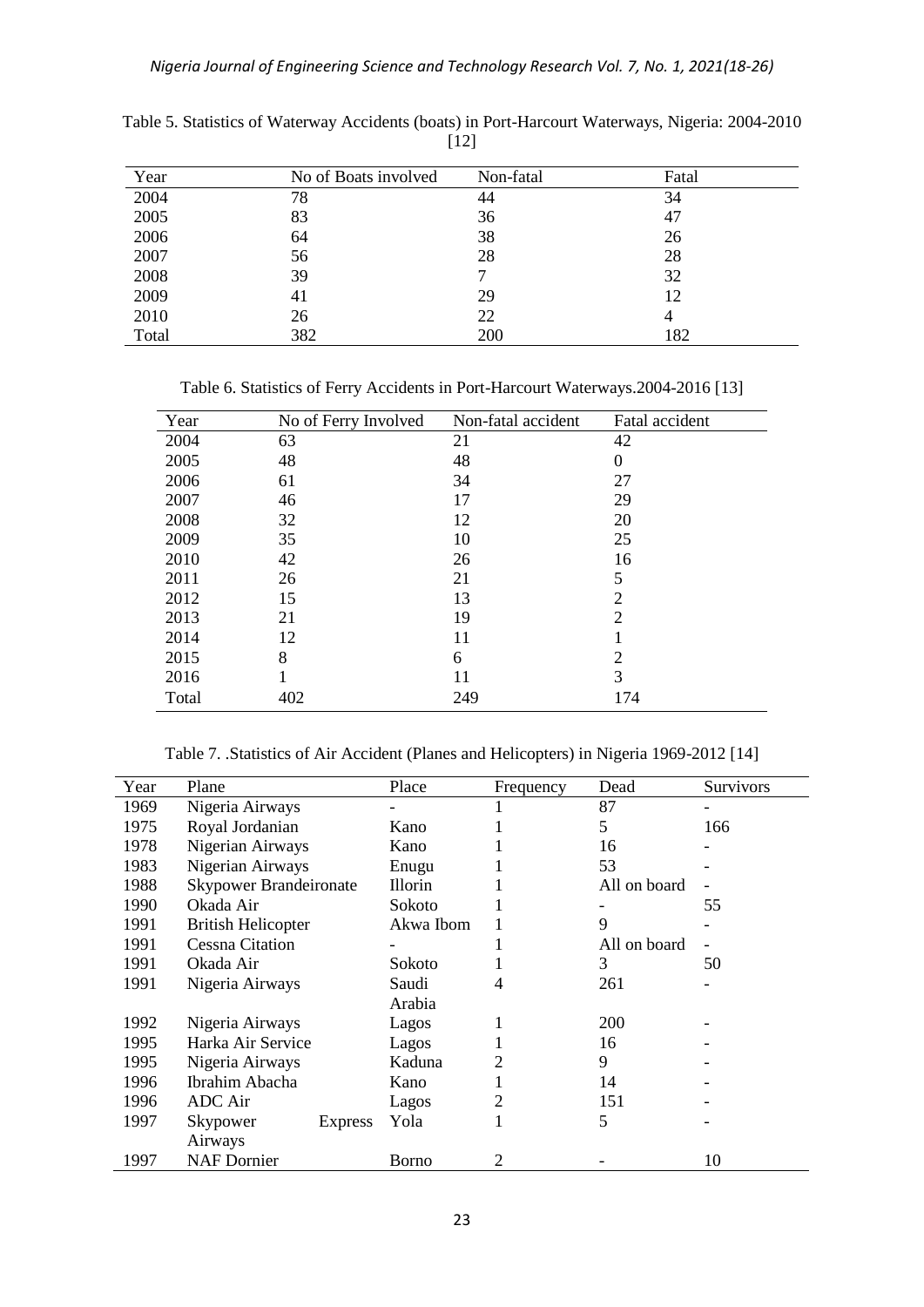Table 5. Statistics of Waterway Accidents (boats) in Port-Harcourt Waterways, Nigeria: 2004-2010 [12]

| Year | No of Boats involved | Non-fatal | Fatal |
|---|---|---|---|
| 2004 | 78 | 44 | 34 |
| 2005 | 83 | 36 | 47 |
| 2006 | 64 | 38 | 26 |
| 2007 | 56 | 28 | 28 |
| 2008 | 39 | 7 | 32 |
| 2009 | 41 | 29 | 12 |
| 2010 | 26 | 22 | 4 |
| Total | 382 | 200 | 182 |

Table 6. Statistics of Ferry Accidents in Port-Harcourt Waterways.2004-2016 [13]

| Year | No of Ferry Involved | Non-fatal accident | Fatal accident |
|---|---|---|---|
| 2004 | 63 | 21 | 42 |
| 2005 | 48 | 48 | 0 |
| 2006 | 61 | 34 | 27 |
| 2007 | 46 | 17 | 29 |
| 2008 | 32 | 12 | 20 |
| 2009 | 35 | 10 | 25 |
| 2010 | 42 | 26 | 16 |
| 2011 | 26 | 21 | 5 |
| 2012 | 15 | 13 | 2 |
| 2013 | 21 | 19 | 2 |
| 2014 | 12 | 11 | 1 |
| 2015 | 8 | 6 | 2 |
| 2016 | 1 | 11 | 3 |
| Total | 402 | 249 | 174 |

Table 7. .Statistics of Air Accident (Planes and Helicopters) in Nigeria 1969-2012 [14]

| Year | Plane | Place | Frequency | Dead | Survivors |
|---|---|---|---|---|---|
| 1969 | Nigeria Airways | - | 1 | 87 | - |
| 1975 | Royal Jordanian | Kano | 1 | 5 | 166 |
| 1978 | Nigerian Airways | Kano | 1 | 16 | - |
| 1983 | Nigerian Airways | Enugu | 1 | 53 | - |
| 1988 | Skypower Brandeironate | Illorin | 1 | All on board | - |
| 1990 | Okada Air | Sokoto | 1 | - | 55 |
| 1991 | British Helicopter | Akwa Ibom | 1 | 9 | - |
| 1991 | Cessna Citation | - | 1 | All on board | - |
| 1991 | Okada Air | Sokoto | 1 | 3 | 50 |
| 1991 | Nigeria Airways | Saudi Arabia | 4 | 261 | - |
| 1992 | Nigeria Airways | Lagos | 1 | 200 | - |
| 1995 | Harka Air Service | Lagos | 1 | 16 | - |
| 1995 | Nigeria Airways | Kaduna | 2 | 9 | - |
| 1996 | Ibrahim Abacha | Kano | 1 | 14 | - |
| 1996 | ADC Air | Lagos | 2 | 151 | - |
| 1997 | Skypower Express Airways | Yola | 1 | 5 | - |
| 1997 | NAF Dornier | Borno | 2 | - | 10 |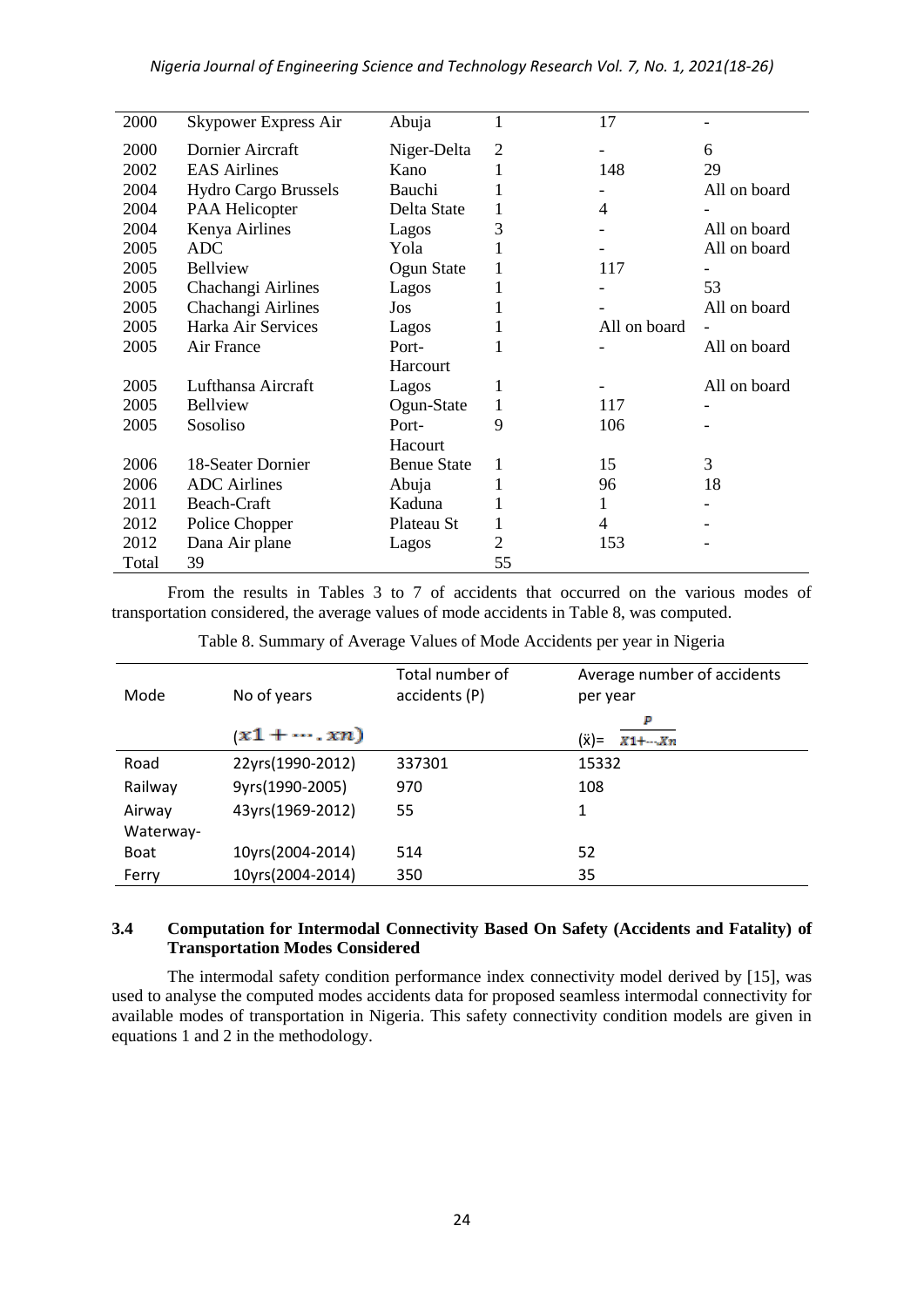| | | | | | |
|---|---|---|---|---|---|
| 2000 | Skypower Express Air | Abuja | 1 | 17 | - |
| 2000 | Dornier Aircraft | Niger-Delta | 2 | - | 6 |
| 2002 | EAS Airlines | Kano | 1 | 148 | 29 |
| 2004 | Hydro Cargo Brussels | Bauchi | 1 | - | All on board |
| 2004 | PAA Helicopter | Delta State | 1 | 4 | - |
| 2004 | Kenya Airlines | Lagos | 3 | - | All on board |
| 2005 | ADC | Yola | 1 | - | All on board |
| 2005 | Bellview | Ogun State | 1 | 117 | - |
| 2005 | Chachangi Airlines | Lagos | 1 | - | 53 |
| 2005 | Chachangi Airlines | Jos | 1 | - | All on board |
| 2005 | Harka Air Services | Lagos | 1 | All on board | - |
| 2005 | Air France | Port-Harcourt | 1 | - | All on board |
| 2005 | Lufthansa Aircraft | Lagos | 1 | - | All on board |
| 2005 | Bellview | Ogun-State | 1 | 117 | - |
| 2005 | Sosoliso | Port-Hacourt | 9 | 106 | - |
| 2006 | 18-Seater Dornier | Benue State | 1 | 15 | 3 |
| 2006 | ADC Airlines | Abuja | 1 | 96 | 18 |
| 2011 | Beach-Craft | Kaduna | 1 | 1 | - |
| 2012 | Police Chopper | Plateau St | 1 | 4 | - |
| 2012 | Dana Air plane | Lagos | 2 | 153 | - |
| Total | 39 | | 55 | | |

From the results in Tables 3 to 7 of accidents that occurred on the various modes of transportation considered, the average values of mode accidents in Table 8, was computed.

Table 8. Summary of Average Values of Mode Accidents per year in Nigeria

| Mode | No of years | Total number of accidents (P) | Average number of accidents per year |
|---|---|---|---|
| | $(x1 + \cdots . xn)$ | | $(\ddot{x}) = \frac{P}{X1 + \cdots Xn}$ |
| Road | 22yrs(1990-2012) | 337301 | 15332 |
| Railway | 9yrs(1990-2005) | 970 | 108 |
| Airway | 43yrs(1969-2012) | 55 | 1 |
| Waterway- | | | |
| Boat | 10yrs(2004-2014) | 514 | 52 |
| Ferry | 10yrs(2004-2014) | 350 | 35 |

### 3.4 Computation for Intermodal Connectivity Based On Safety (Accidents and Fatality) of Transportation Modes Considered

The intermodal safety condition performance index connectivity model derived by [15], was used to analyse the computed modes accidents data for proposed seamless intermodal connectivity for available modes of transportation in Nigeria. This safety connectivity condition models are given in equations 1 and 2 in the methodology.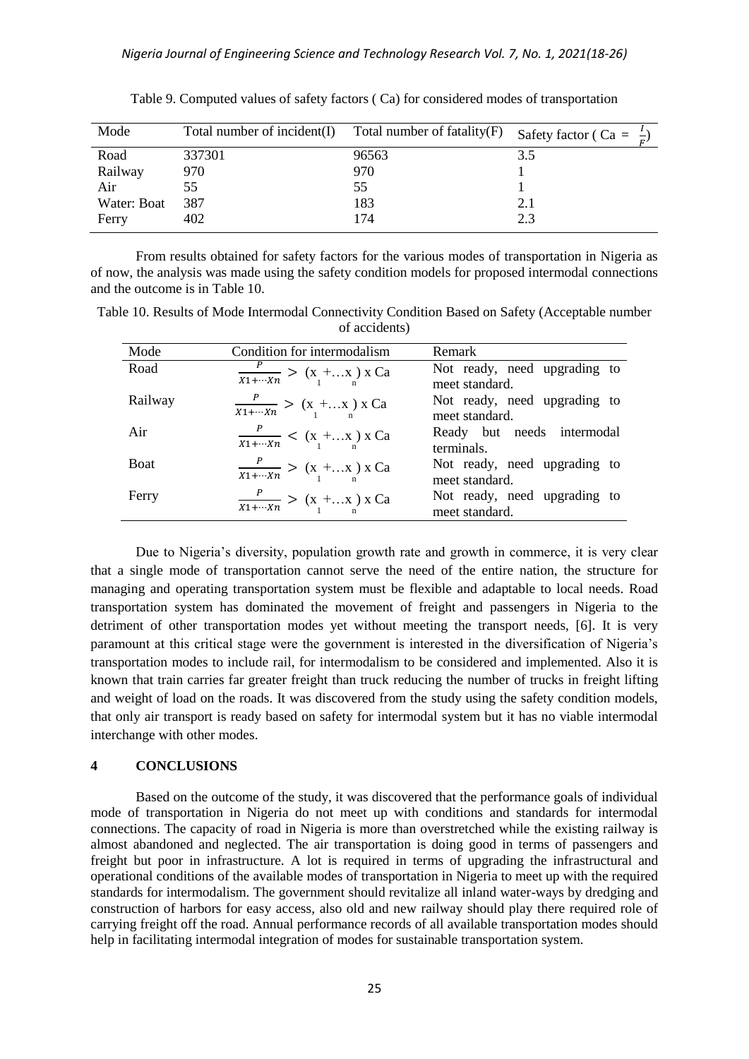Table 9. Computed values of safety factors ( Ca) for considered modes of transportation

| Mode | Total number of incident(I) | Total number of fatality(F) | Safety factor ( $Ca = \frac{I}{F}$) |
|---|---|---|---|
| Road | 337301 | 96563 | 3.5 |
| Railway | 970 | 970 | 1 |
| Air | 55 | 55 | 1 |
| Water: Boat | 387 | 183 | 2.1 |
| Ferry | 402 | 174 | 2.3 |

From results obtained for safety factors for the various modes of transportation in Nigeria as of now, the analysis was made using the safety condition models for proposed intermodal connections and the outcome is in Table 10.

Table 10. Results of Mode Intermodal Connectivity Condition Based on Safety (Acceptable number of accidents)

| Mode | Condition for intermodalism | Remark |
|---|---|---|
| Road | $\frac{P}{X1+\cdots Xn} > (x_1+\ldots x_n) \text{ x Ca}$ | Not ready, need upgrading to meet standard. |
| Railway | $\frac{P}{X1+\cdots Xn} > (x_1+\ldots x_n) \text{ x Ca}$ | Not ready, need upgrading to meet standard. |
| Air | $\frac{P}{X1+\cdots Xn} < (x_1+\ldots x_n) \text{ x Ca}$ | Ready but needs intermodal terminals. |
| Boat | $\frac{P}{X1+\cdots Xn} > (x_1+\ldots x_n) \text{ x Ca}$ | Not ready, need upgrading to meet standard. |
| Ferry | $\frac{P}{X1+\cdots Xn} > (x_1+\ldots x_n) \text{ x Ca}$ | Not ready, need upgrading to meet standard. |

Due to Nigeria's diversity, population growth rate and growth in commerce, it is very clear that a single mode of transportation cannot serve the need of the entire nation, the structure for managing and operating transportation system must be flexible and adaptable to local needs. Road transportation system has dominated the movement of freight and passengers in Nigeria to the detriment of other transportation modes yet without meeting the transport needs, [6]. It is very paramount at this critical stage were the government is interested in the diversification of Nigeria's transportation modes to include rail, for intermodalism to be considered and implemented. Also it is known that train carries far greater freight than truck reducing the number of trucks in freight lifting and weight of load on the roads. It was discovered from the study using the safety condition models, that only air transport is ready based on safety for intermodal system but it has no viable intermodal interchange with other modes.

## 4 CONCLUSIONS

Based on the outcome of the study, it was discovered that the performance goals of individual mode of transportation in Nigeria do not meet up with conditions and standards for intermodal connections. The capacity of road in Nigeria is more than overstretched while the existing railway is almost abandoned and neglected. The air transportation is doing good in terms of passengers and freight but poor in infrastructure. A lot is required in terms of upgrading the infrastructural and operational conditions of the available modes of transportation in Nigeria to meet up with the required standards for intermodalism. The government should revitalize all inland water-ways by dredging and construction of harbors for easy access, also old and new railway should play there required role of carrying freight off the road. Annual performance records of all available transportation modes should help in facilitating intermodal integration of modes for sustainable transportation system.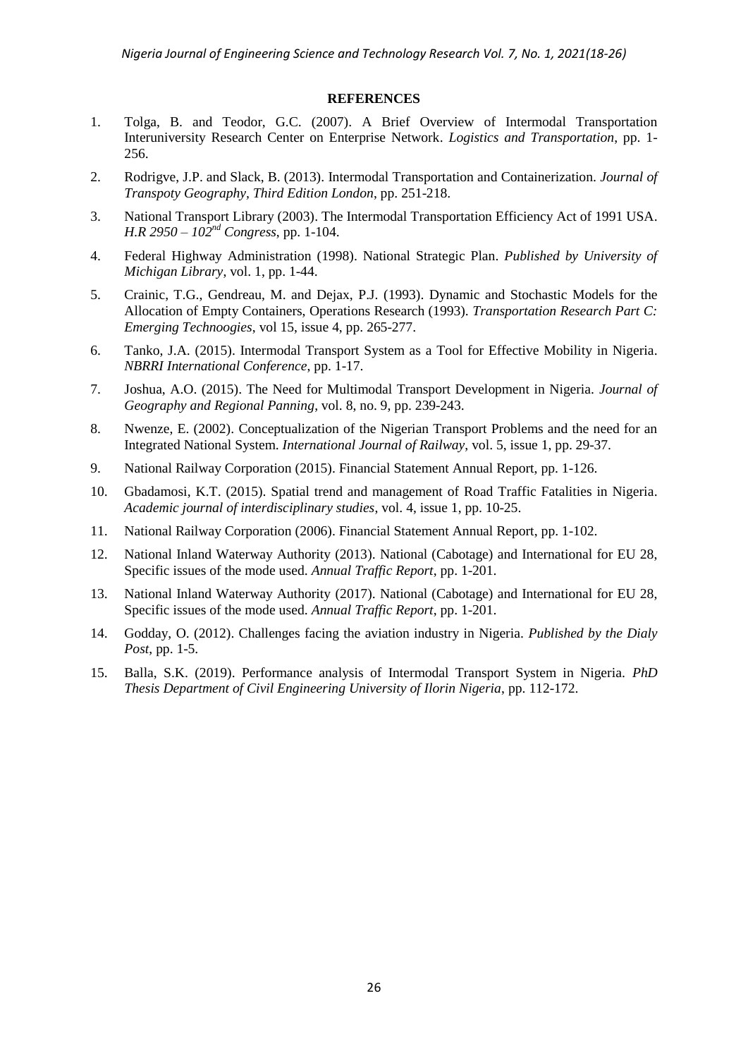**REFERENCES**

1. Tolga, B. and Teodor, G.C. (2007). A Brief Overview of Intermodal Transportation Interuniversity Research Center on Enterprise Network. *Logistics and Transportation*, pp. 1-256.
2. Rodrigve, J.P. and Slack, B. (2013). Intermodal Transportation and Containerization. *Journal of Transpoty Geography, Third Edition London*, pp. 251-218.
3. National Transport Library (2003). The Intermodal Transportation Efficiency Act of 1991 USA. *H.R 2950 – 102nd Congress*, pp. 1-104.
4. Federal Highway Administration (1998). National Strategic Plan. *Published by University of Michigan Library*, vol. 1, pp. 1-44.
5. Crainic, T.G., Gendreau, M. and Dejax, P.J. (1993). Dynamic and Stochastic Models for the Allocation of Empty Containers, Operations Research (1993). *Transportation Research Part C: Emerging Technoogies*, vol 15, issue 4, pp. 265-277.
6. Tanko, J.A. (2015). Intermodal Transport System as a Tool for Effective Mobility in Nigeria. *NBRRI International Conference*, pp. 1-17.
7. Joshua, A.O. (2015). The Need for Multimodal Transport Development in Nigeria. *Journal of Geography and Regional Panning*, vol. 8, no. 9, pp. 239-243.
8. Nwenze, E. (2002). Conceptualization of the Nigerian Transport Problems and the need for an Integrated National System. *International Journal of Railway*, vol. 5, issue 1, pp. 29-37.
9. National Railway Corporation (2015). Financial Statement Annual Report, pp. 1-126.
10. Gbadamosi, K.T. (2015). Spatial trend and management of Road Traffic Fatalities in Nigeria. *Academic journal of interdisciplinary studies*, vol. 4, issue 1, pp. 10-25.
11. National Railway Corporation (2006). Financial Statement Annual Report, pp. 1-102.
12. National Inland Waterway Authority (2013). National (Cabotage) and International for EU 28, Specific issues of the mode used. *Annual Traffic Report*, pp. 1-201.
13. National Inland Waterway Authority (2017). National (Cabotage) and International for EU 28, Specific issues of the mode used. *Annual Traffic Report*, pp. 1-201.
14. Godday, O. (2012). Challenges facing the aviation industry in Nigeria. *Published by the Dialy Post*, pp. 1-5.
15. Balla, S.K. (2019). Performance analysis of Intermodal Transport System in Nigeria. *PhD Thesis Department of Civil Engineering University of Ilorin Nigeria*, pp. 112-172.